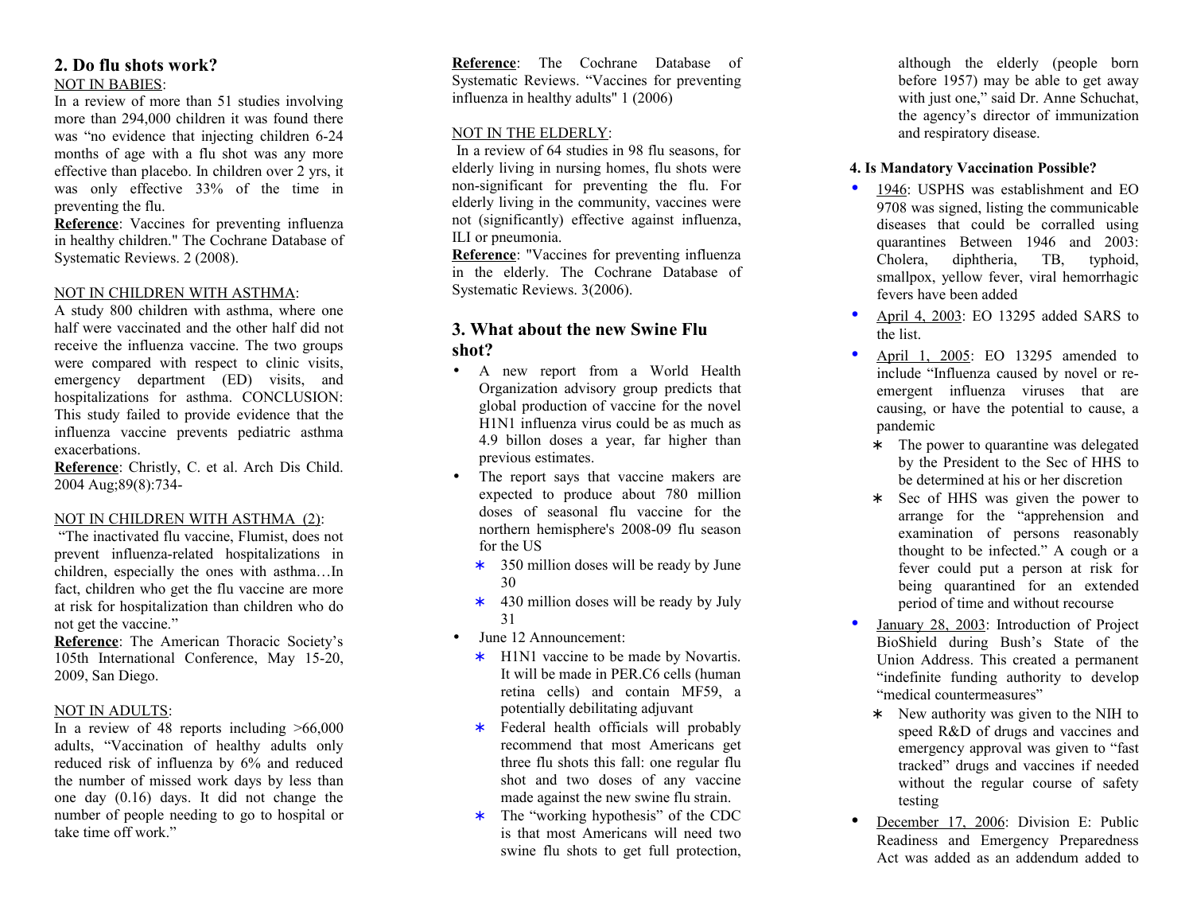## 2. Do flu shots work?

NOT IN BABIES:

In a review of more than 51 studies involving more than 294,000 children it was found there was "no evidence that injecting children 6-24 months of age with a flu shot was any more effective than placebo. In children over 2 yrs, it was only effective 33% of the time in preventing the flu.

**Reference**: Vaccines for preventing influenza in healthy children." The Cochrane Database of Systematic Reviews. 2 (2008).

NOT IN CHILDREN WITH ASTHMA:

A study 800 children with asthma, where one half were vaccinated and the other half did not receive the influenza vaccine. The two groups were compared with respect to clinic visits, emergency department (ED) visits, and hospitalizations for asthma. CONCLUSION: This study failed to provide evidence that the influenza vaccine prevents pediatric asthma exacerbations.

**Reference**: Christly, C. et al. Arch Dis Child. 2004 Aug;89(8):734-

NOT IN CHILDREN WITH ASTHMA (2):

"The inactivated flu vaccine, Flumist, does not prevent influenza-related hospitalizations in children, especially the ones with asthma…In fact, children who get the flu vaccine are more at risk for hospitalization than children who do not get the vaccine."

**Reference**: The American Thoracic Society's 105th International Conference, May 15-20, 2009, San Diego.

NOT IN ADULTS:

In a review of 48 reports including >66,000 adults, "Vaccination of healthy adults only reduced risk of influenza by 6% and reduced the number of missed work days by less than one day (0.16) days. It did not change the number of people needing to go to hospital or take time off work."

**Reference**: The Cochrane Database of Systematic Reviews. "Vaccines for preventing influenza in healthy adults" 1 (2006)

NOT IN THE ELDERLY:

In a review of 64 studies in 98 flu seasons, for elderly living in nursing homes, flu shots were non-significant for preventing the flu. For elderly living in the community, vaccines were not (significantly) effective against influenza, ILI or pneumonia.

**Reference**: "Vaccines for preventing influenza in the elderly. The Cochrane Database of Systematic Reviews. 3(2006).

## 3. What about the new Swine Flu shot?

- A new report from a World Health Organization advisory group predicts that global production of vaccine for the novel H1N1 influenza virus could be as much as 4.9 billon doses a year, far higher than previous estimates.
- The report says that vaccine makers are expected to produce about 780 million doses of seasonal flu vaccine for the northern hemisphere's 2008-09 flu season for the US
  - 350 million doses will be ready by June 30
  - 430 million doses will be ready by July 31
- June 12 Announcement:
  - H1N1 vaccine to be made by Novartis. It will be made in PER.C6 cells (human retina cells) and contain MF59, a potentially debilitating adjuvant
  - Federal health officials will probably recommend that most Americans get three flu shots this fall: one regular flu shot and two doses of any vaccine made against the new swine flu strain.
  - The "working hypothesis" of the CDC is that most Americans will need two swine flu shots to get full protection, although the elderly (people born before 1957) may be able to get away with just one," said Dr. Anne Schuchat, the agency's director of immunization and respiratory disease.

### 4. Is Mandatory Vaccination Possible?

- 1946: USPHS was establishment and EO 9708 was signed, listing the communicable diseases that could be corralled using quarantines Between 1946 and 2003: Cholera, diphtheria, TB, typhoid, smallpox, yellow fever, viral hemorrhagic fevers have been added
- April 4, 2003: EO 13295 added SARS to the list.
- April 1, 2005: EO 13295 amended to include "Influenza caused by novel or re-emergent influenza viruses that are causing, or have the potential to cause, a pandemic
  - The power to quarantine was delegated by the President to the Sec of HHS to be determined at his or her discretion
  - Sec of HHS was given the power to arrange for the "apprehension and examination of persons reasonably thought to be infected." A cough or a fever could put a person at risk for being quarantined for an extended period of time and without recourse
- January 28, 2003: Introduction of Project BioShield during Bush's State of the Union Address. This created a permanent "indefinite funding authority to develop "medical countermeasures"
  - New authority was given to the NIH to speed R&D of drugs and vaccines and emergency approval was given to "fast tracked" drugs and vaccines if needed without the regular course of safety testing
- December 17, 2006: Division E: Public Readiness and Emergency Preparedness Act was added as an addendum added to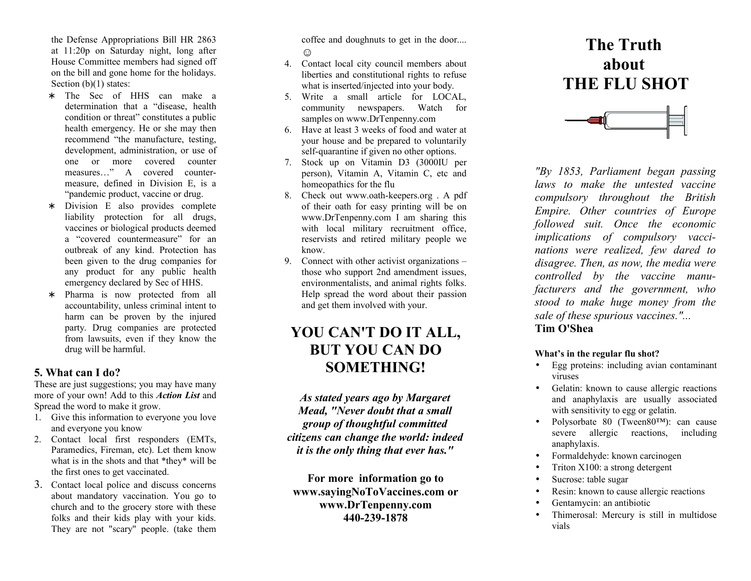the Defense Appropriations Bill HR 2863 at 11:20p on Saturday night, long after House Committee members had signed off on the bill and gone home for the holidays. Section (b)(1) states:

- The Sec of HHS can make a determination that a "disease, health condition or threat" constitutes a public health emergency. He or she may then recommend "the manufacture, testing, development, administration, or use of one or more covered counter measures…" A covered counter-measure, defined in Division E, is a "pandemic product, vaccine or drug.
- Division E also provides complete liability protection for all drugs, vaccines or biological products deemed a "covered countermeasure" for an outbreak of any kind. Protection has been given to the drug companies for any product for any public health emergency declared by Sec of HHS.
- Pharma is now protected from all accountability, unless criminal intent to harm can be proven by the injured party. Drug companies are protected from lawsuits, even if they know the drug will be harmful.

### 5. What can I do?

These are just suggestions; you may have many more of your own! Add to this ***Action List*** and Spread the word to make it grow.

1. Give this information to everyone you love and everyone you know
2. Contact local first responders (EMTs, Paramedics, Fireman, etc). Let them know what is in the shots and that *they* will be the first ones to get vaccinated.
3. Contact local police and discuss concerns about mandatory vaccination. You go to church and to the grocery store with these folks and their kids play with your kids. They are not "scary" people. (take them coffee and doughnuts to get in the door.... ☺
4. Contact local city council members about liberties and constitutional rights to refuse what is inserted/injected into your body.
5. Write a small article for LOCAL, community newspapers. Watch for samples on www.DrTenpenny.com
6. Have at least 3 weeks of food and water at your house and be prepared to voluntarily self-quarantine if given no other options.
7. Stock up on Vitamin D3 (3000IU per person), Vitamin A, Vitamin C, etc and homeopathics for the flu
8. Check out www.oath-keepers.org . A pdf of their oath for easy printing will be on www.DrTenpenny.com I am sharing this with local military recruitment office, reservists and retired military people we know.
9. Connect with other activist organizations – those who support 2nd amendment issues, environmentalists, and animal rights folks. Help spread the word about their passion and get them involved with your.

## YOU CAN'T DO IT ALL, BUT YOU CAN DO SOMETHING!

***As stated years ago by Margaret Mead, "Never doubt that a small group of thoughtful committed citizens can change the world: indeed it is the only thing that ever has."***

**For more information go to www.sayingNoToVaccines.com or www.DrTenpenny.com 440-239-1878**

# The Truth about THE FLU SHOT

*"By 1853, Parliament began passing laws to make the untested vaccine compulsory throughout the British Empire. Other countries of Europe followed suit. Once the economic implications of compulsory vaccinations were realized, few dared to disagree. Then, as now, the media were controlled by the vaccine manufacturers and the government, who stood to make huge money from the sale of these spurious vaccines."...*

**Tim O'Shea**

**What's in the regular flu shot?**

- Egg proteins: including avian contaminant viruses
- Gelatin: known to cause allergic reactions and anaphylaxis are usually associated with sensitivity to egg or gelatin.
- Polysorbate 80 (Tween80™): can cause severe allergic reactions, including anaphylaxis.
- Formaldehyde: known carcinogen
- Triton X100: a strong detergent
- Sucrose: table sugar
- Resin: known to cause allergic reactions
- Gentamycin: an antibiotic
- Thimerosal: Mercury is still in multidose vials